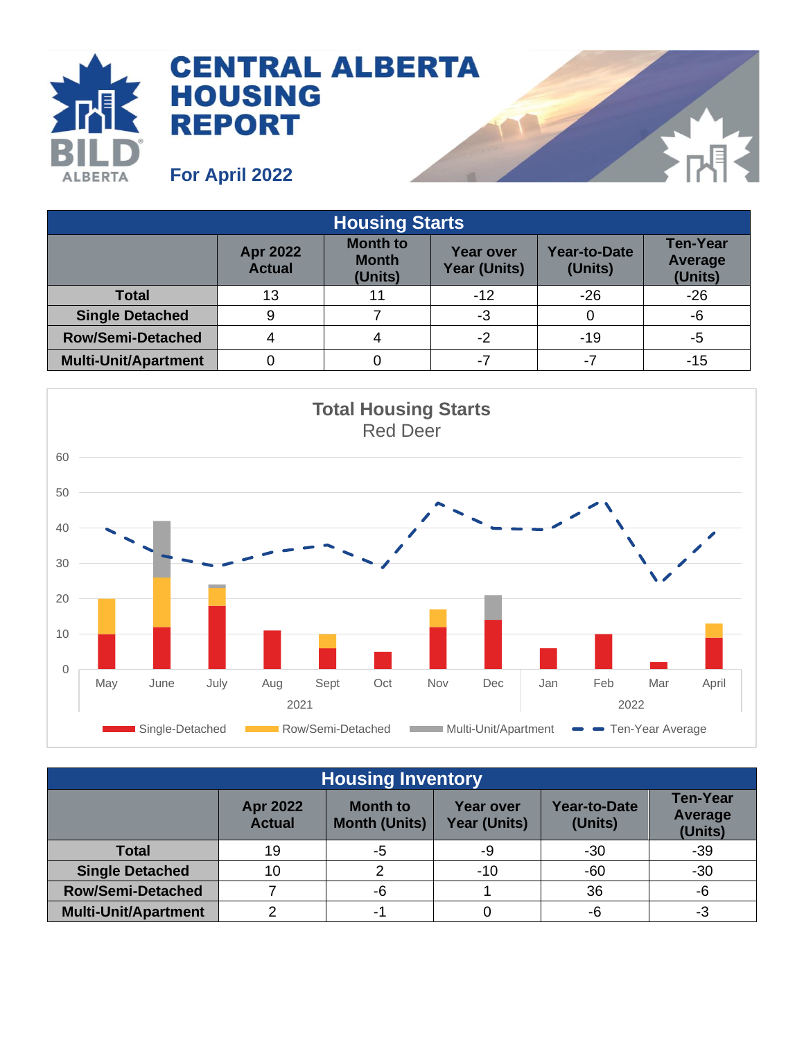# CENTRAL ALBERTA HOUSING REPORT

**For April 2022**

| Housing Starts | | | | | |
|---|---|---|---|---|---|
| | Apr 2022 Actual | Month to Month (Units) | Year over Year (Units) | Year-to-Date (Units) | Ten-Year Average (Units) |
| **Total** | 13 | 11 | -12 | -26 | -26 |
| **Single Detached** | 9 | 7 | -3 | 0 | -6 |
| **Row/Semi-Detached** | 4 | 4 | -2 | -19 | -5 |
| **Multi-Unit/Apartment** | 0 | 0 | -7 | -7 | -15 |

**Total Housing Starts**
Red Deer

| Housing Inventory | | | | | |
|---|---|---|---|---|---|
| | Apr 2022 Actual | Month to Month (Units) | Year over Year (Units) | Year-to-Date (Units) | Ten-Year Average (Units) |
| **Total** | 19 | -5 | -9 | -30 | -39 |
| **Single Detached** | 10 | 2 | -10 | -60 | -30 |
| **Row/Semi-Detached** | 7 | -6 | 1 | 36 | -6 |
| **Multi-Unit/Apartment** | 2 | -1 | 0 | -6 | -3 |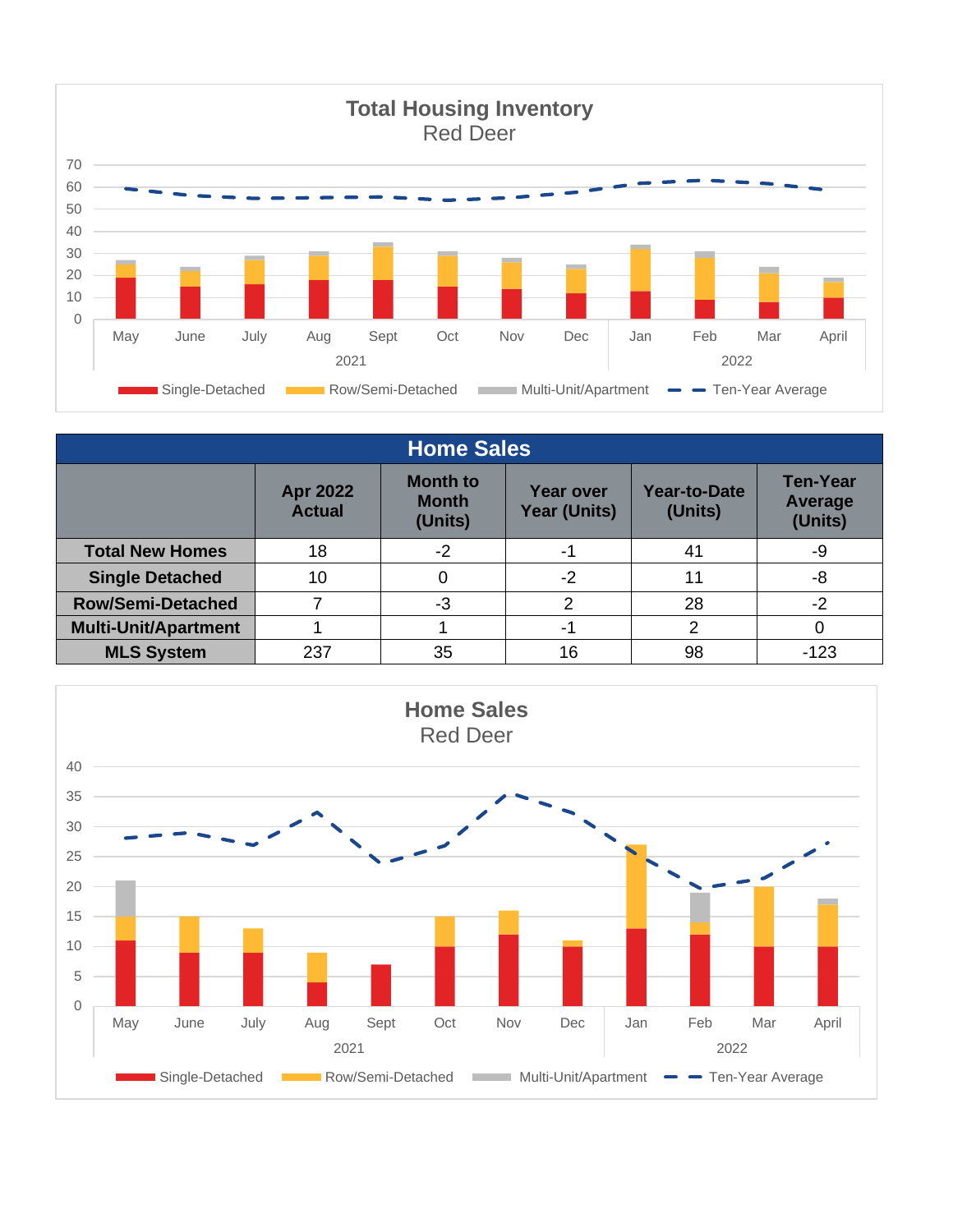**Total Housing Inventory**
Red Deer

70
60
50
40
30
20
10
0

May June July Aug Sept Oct Nov Dec Jan Feb Mar April

2021 2022

Single-Detached Row/Semi-Detached Multi-Unit/Apartment Ten-Year Average

| Home Sales | | | | | |
|---|---|---|---|---|---|
| | Apr 2022 Actual | Month to Month (Units) | Year over Year (Units) | Year-to-Date (Units) | Ten-Year Average (Units) |
| **Total New Homes** | 18 | -2 | -1 | 41 | -9 |
| **Single Detached** | 10 | 0 | -2 | 11 | -8 |
| **Row/Semi-Detached** | 7 | -3 | 2 | 28 | -2 |
| **Multi-Unit/Apartment** | 1 | 1 | -1 | 2 | 0 |
| **MLS System** | 237 | 35 | 16 | 98 | -123 |

**Home Sales**
Red Deer

40
35
30
25
20
15
10
5
0

May June July Aug Sept Oct Nov Dec Jan Feb Mar April

2021 2022

Single-Detached Row/Semi-Detached Multi-Unit/Apartment Ten-Year Average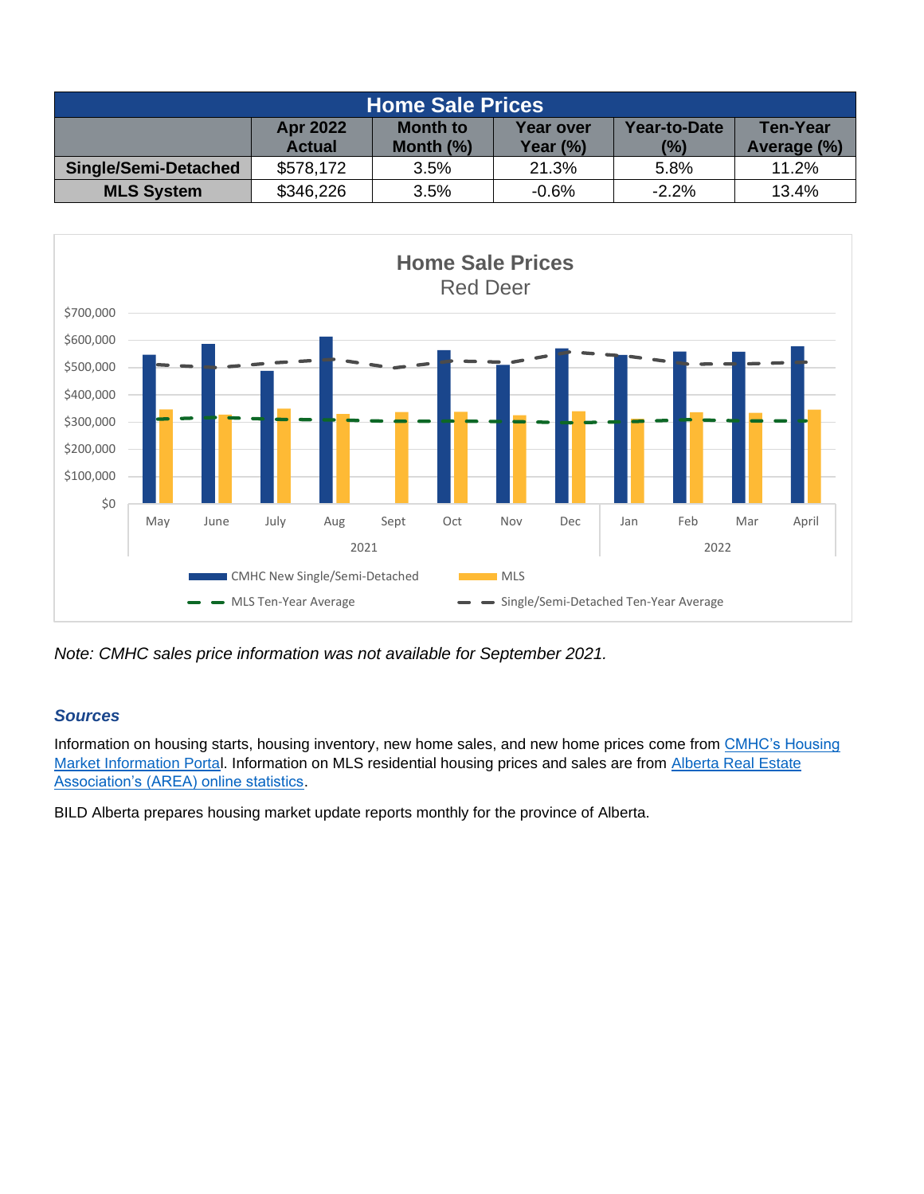| Home Sale Prices | | | | | |
|---|---|---|---|---|---|
| | Apr 2022 Actual | Month to Month (%) | Year over Year (%) | Year-to-Date (%) | Ten-Year Average (%) |
| **Single/Semi-Detached** | $578,172 | 3.5% | 21.3% | 5.8% | 11.2% |
| **MLS System** | $346,226 | 3.5% | -0.6% | -2.2% | 13.4% |

Home Sale Prices
Red Deer

$700,000
$600,000
$500,000
$400,000
$300,000
$200,000
$100,000
$0

May June July Aug Sept Oct Nov Dec Jan Feb Mar April
2021 2022

CMHC New Single/Semi-Detached
MLS
MLS Ten-Year Average
Single/Semi-Detached Ten-Year Average

*Note: CMHC sales price information was not available for September 2021.*

### *Sources*

Information on housing starts, housing inventory, new home sales, and new home prices come from CMHC's Housing Market Information Portal. Information on MLS residential housing prices and sales are from Alberta Real Estate Association's (AREA) online statistics.

BILD Alberta prepares housing market update reports monthly for the province of Alberta.